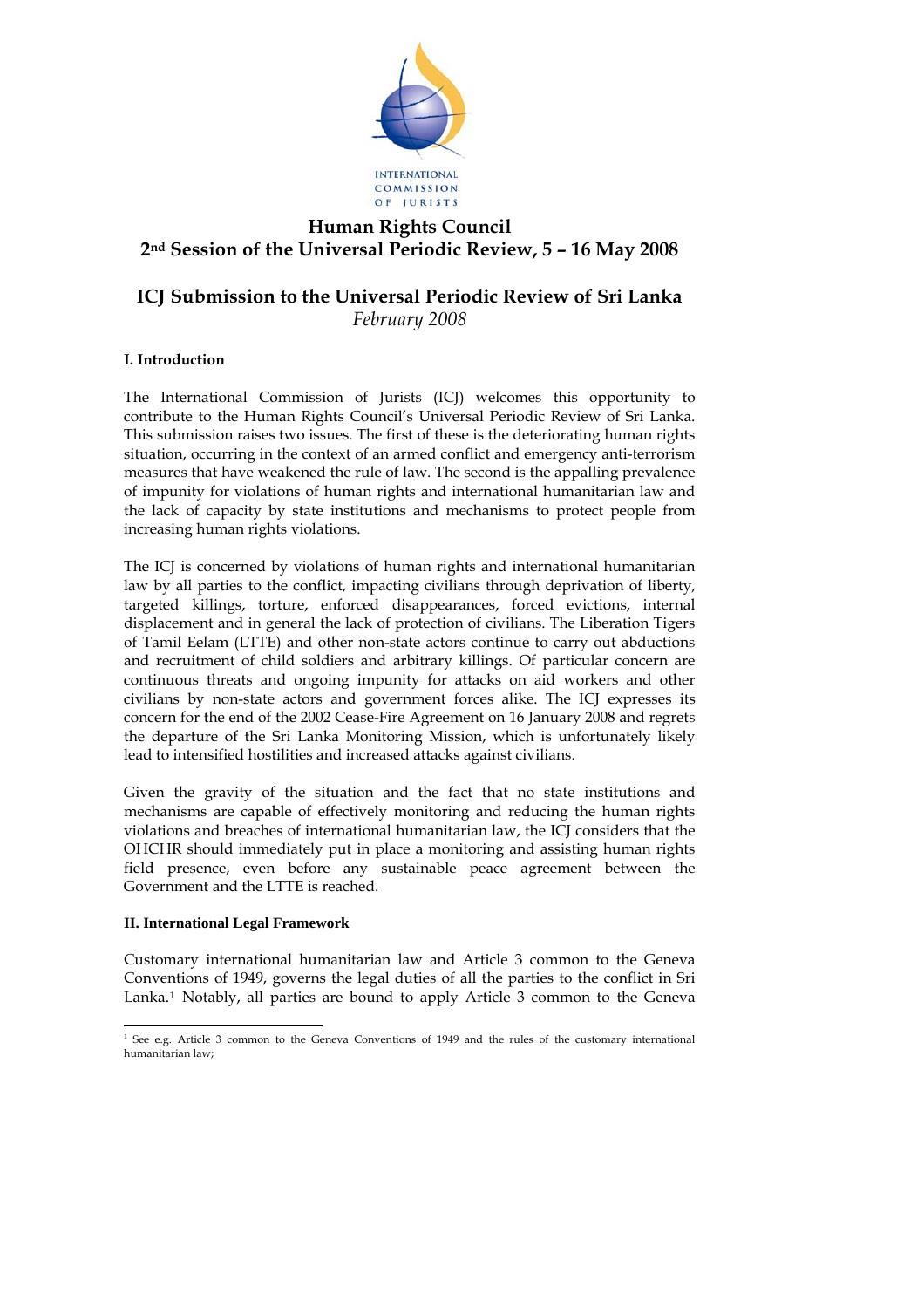INTERNATIONAL COMMISSION OF JURISTS

# Human Rights Council
# 2nd Session of the Universal Periodic Review, 5 – 16 May 2008

## ICJ Submission to the Universal Periodic Review of Sri Lanka
*February 2008*

### I. Introduction

The International Commission of Jurists (ICJ) welcomes this opportunity to contribute to the Human Rights Council's Universal Periodic Review of Sri Lanka. This submission raises two issues. The first of these is the deteriorating human rights situation, occurring in the context of an armed conflict and emergency anti-terrorism measures that have weakened the rule of law. The second is the appalling prevalence of impunity for violations of human rights and international humanitarian law and the lack of capacity by state institutions and mechanisms to protect people from increasing human rights violations.

The ICJ is concerned by violations of human rights and international humanitarian law by all parties to the conflict, impacting civilians through deprivation of liberty, targeted killings, torture, enforced disappearances, forced evictions, internal displacement and in general the lack of protection of civilians. The Liberation Tigers of Tamil Eelam (LTTE) and other non-state actors continue to carry out abductions and recruitment of child soldiers and arbitrary killings. Of particular concern are continuous threats and ongoing impunity for attacks on aid workers and other civilians by non-state actors and government forces alike. The ICJ expresses its concern for the end of the 2002 Cease-Fire Agreement on 16 January 2008 and regrets the departure of the Sri Lanka Monitoring Mission, which is unfortunately likely lead to intensified hostilities and increased attacks against civilians.

Given the gravity of the situation and the fact that no state institutions and mechanisms are capable of effectively monitoring and reducing the human rights violations and breaches of international humanitarian law, the ICJ considers that the OHCHR should immediately put in place a monitoring and assisting human rights field presence, even before any sustainable peace agreement between the Government and the LTTE is reached.

### II. International Legal Framework

Customary international humanitarian law and Article 3 common to the Geneva Conventions of 1949, governs the legal duties of all the parties to the conflict in Sri Lanka.[1] Notably, all parties are bound to apply Article 3 common to the Geneva

[1] See e.g. Article 3 common to the Geneva Conventions of 1949 and the rules of the customary international humanitarian law;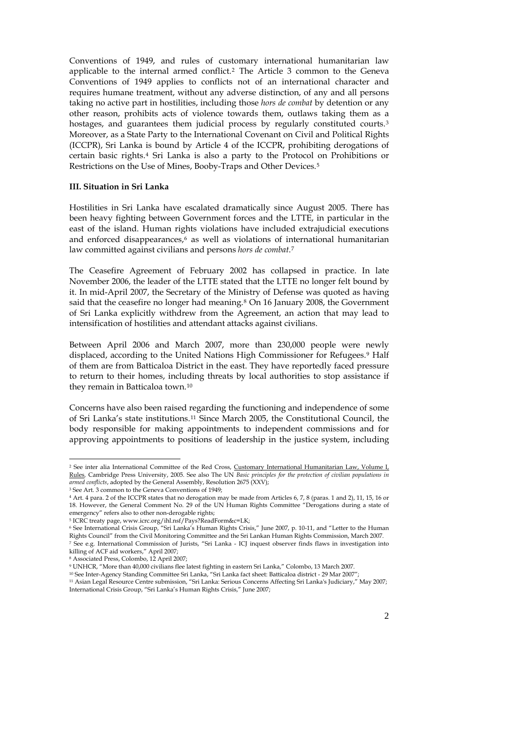Conventions of 1949, and rules of customary international humanitarian law applicable to the internal armed conflict.[2] The Article 3 common to the Geneva Conventions of 1949 applies to conflicts not of an international character and requires humane treatment, without any adverse distinction, of any and all persons taking no active part in hostilities, including those *hors de combat* by detention or any other reason, prohibits acts of violence towards them, outlaws taking them as a hostages, and guarantees them judicial process by regularly constituted courts.[3] Moreover, as a State Party to the International Covenant on Civil and Political Rights (ICCPR), Sri Lanka is bound by Article 4 of the ICCPR, prohibiting derogations of certain basic rights.[4] Sri Lanka is also a party to the Protocol on Prohibitions or Restrictions on the Use of Mines, Booby-Traps and Other Devices.[5]

### III. Situation in Sri Lanka

Hostilities in Sri Lanka have escalated dramatically since August 2005. There has been heavy fighting between Government forces and the LTTE, in particular in the east of the island. Human rights violations have included extrajudicial executions and enforced disappearances,[6] as well as violations of international humanitarian law committed against civilians and persons *hors de combat*.[7]

The Ceasefire Agreement of February 2002 has collapsed in practice. In late November 2006, the leader of the LTTE stated that the LTTE no longer felt bound by it. In mid-April 2007, the Secretary of the Ministry of Defense was quoted as having said that the ceasefire no longer had meaning.[8] On 16 January 2008, the Government of Sri Lanka explicitly withdrew from the Agreement, an action that may lead to intensification of hostilities and attendant attacks against civilians.

Between April 2006 and March 2007, more than 230,000 people were newly displaced, according to the United Nations High Commissioner for Refugees.[9] Half of them are from Batticaloa District in the east. They have reportedly faced pressure to return to their homes, including threats by local authorities to stop assistance if they remain in Batticaloa town.[10]

Concerns have also been raised regarding the functioning and independence of some of Sri Lanka's state institutions.[11] Since March 2005, the Constitutional Council, the body responsible for making appointments to independent commissions and for approving appointments to positions of leadership in the justice system, including

---

[2] See inter alia International Committee of the Red Cross, Customary International Humanitarian Law, Volume I, Rules, Cambridge Press University, 2005. See also The UN *Basic principles for the protection of civilian populations in armed conflicts*, adopted by the General Assembly, Resolution 2675 (XXV);

[3] See Art. 3 common to the Geneva Conventions of 1949;

[4] Art. 4 para. 2 of the ICCPR states that no derogation may be made from Articles 6, 7, 8 (paras. 1 and 2), 11, 15, 16 or 18. However, the General Comment No. 29 of the UN Human Rights Committee "Derogations during a state of emergency" refers also to other non-derogable rights;

[5] ICRC treaty page, www.icrc.org/ihl.nsf/Pays?ReadForm&c=LK;

[6] See International Crisis Group, "Sri Lanka's Human Rights Crisis," June 2007, p. 10-11, and "Letter to the Human Rights Council" from the Civil Monitoring Committee and the Sri Lankan Human Rights Commission, March 2007.

[7] See e.g. International Commission of Jurists, "Sri Lanka - ICJ inquest observer finds flaws in investigation into killing of ACF aid workers," April 2007;

[8] Associated Press, Colombo, 12 April 2007;

[9] UNHCR, "More than 40,000 civilians flee latest fighting in eastern Sri Lanka," Colombo, 13 March 2007.

[10] See Inter-Agency Standing Committee Sri Lanka, "Sri Lanka fact sheet: Batticaloa district - 29 Mar 2007";

[11] Asian Legal Resource Centre submission, "Sri Lanka: Serious Concerns Affecting Sri Lanka's Judiciary," May 2007; International Crisis Group, "Sri Lanka's Human Rights Crisis," June 2007;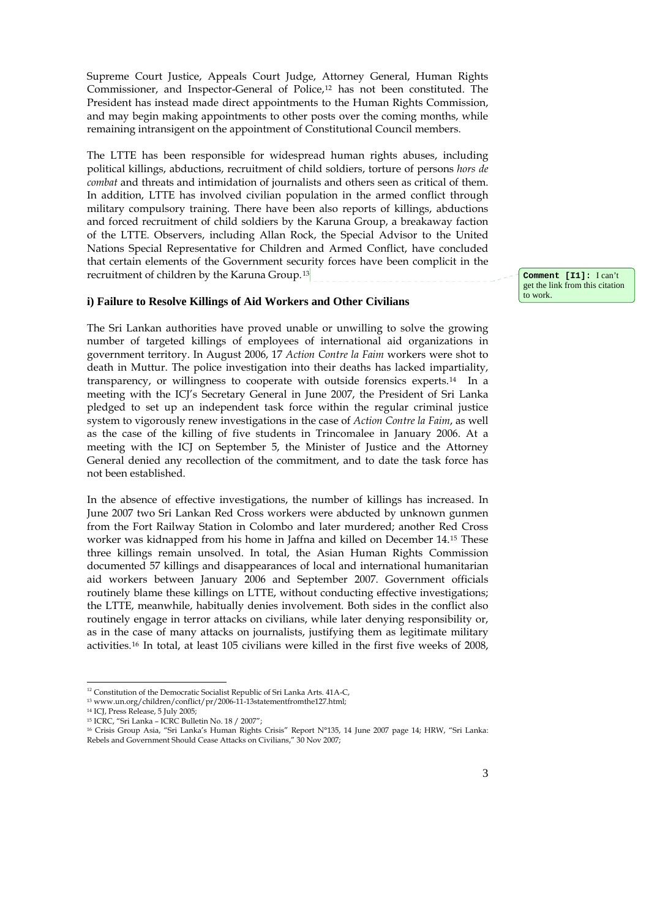Supreme Court Justice, Appeals Court Judge, Attorney General, Human Rights Commissioner, and Inspector-General of Police,[12] has not been constituted. The President has instead made direct appointments to the Human Rights Commission, and may begin making appointments to other posts over the coming months, while remaining intransigent on the appointment of Constitutional Council members.

The LTTE has been responsible for widespread human rights abuses, including political killings, abductions, recruitment of child soldiers, torture of persons *hors de combat* and threats and intimidation of journalists and others seen as critical of them. In addition, LTTE has involved civilian population in the armed conflict through military compulsory training. There have been also reports of killings, abductions and forced recruitment of child soldiers by the Karuna Group, a breakaway faction of the LTTE. Observers, including Allan Rock, the Special Advisor to the United Nations Special Representative for Children and Armed Conflict, have concluded that certain elements of the Government security forces have been complicit in the recruitment of children by the Karuna Group.[13]

**Comment [I1]:** I can't get the link from this citation to work.

### i) Failure to Resolve Killings of Aid Workers and Other Civilians

The Sri Lankan authorities have proved unable or unwilling to solve the growing number of targeted killings of employees of international aid organizations in government territory. In August 2006, 17 *Action Contre la Faim* workers were shot to death in Muttur. The police investigation into their deaths has lacked impartiality, transparency, or willingness to cooperate with outside forensics experts.[14] In a meeting with the ICJ's Secretary General in June 2007, the President of Sri Lanka pledged to set up an independent task force within the regular criminal justice system to vigorously renew investigations in the case of *Action Contre la Faim*, as well as the case of the killing of five students in Trincomalee in January 2006. At a meeting with the ICJ on September 5, the Minister of Justice and the Attorney General denied any recollection of the commitment, and to date the task force has not been established.

In the absence of effective investigations, the number of killings has increased. In June 2007 two Sri Lankan Red Cross workers were abducted by unknown gunmen from the Fort Railway Station in Colombo and later murdered; another Red Cross worker was kidnapped from his home in Jaffna and killed on December 14.[15] These three killings remain unsolved. In total, the Asian Human Rights Commission documented 57 killings and disappearances of local and international humanitarian aid workers between January 2006 and September 2007. Government officials routinely blame these killings on LTTE, without conducting effective investigations; the LTTE, meanwhile, habitually denies involvement. Both sides in the conflict also routinely engage in terror attacks on civilians, while later denying responsibility or, as in the case of many attacks on journalists, justifying them as legitimate military activities.[16] In total, at least 105 civilians were killed in the first five weeks of 2008,

---

[12] Constitution of the Democratic Socialist Republic of Sri Lanka Arts. 41A-C,

[13] www.un.org/children/conflict/pr/2006-11-13statementfromthe127.html;

[14] ICJ, Press Release, 5 July 2005;

[15] ICRC, "Sri Lanka – ICRC Bulletin No. 18 / 2007";

[16] Crisis Group Asia, "Sri Lanka's Human Rights Crisis" Report N°135, 14 June 2007 page 14; HRW, "Sri Lanka: Rebels and Government Should Cease Attacks on Civilians," 30 Nov 2007;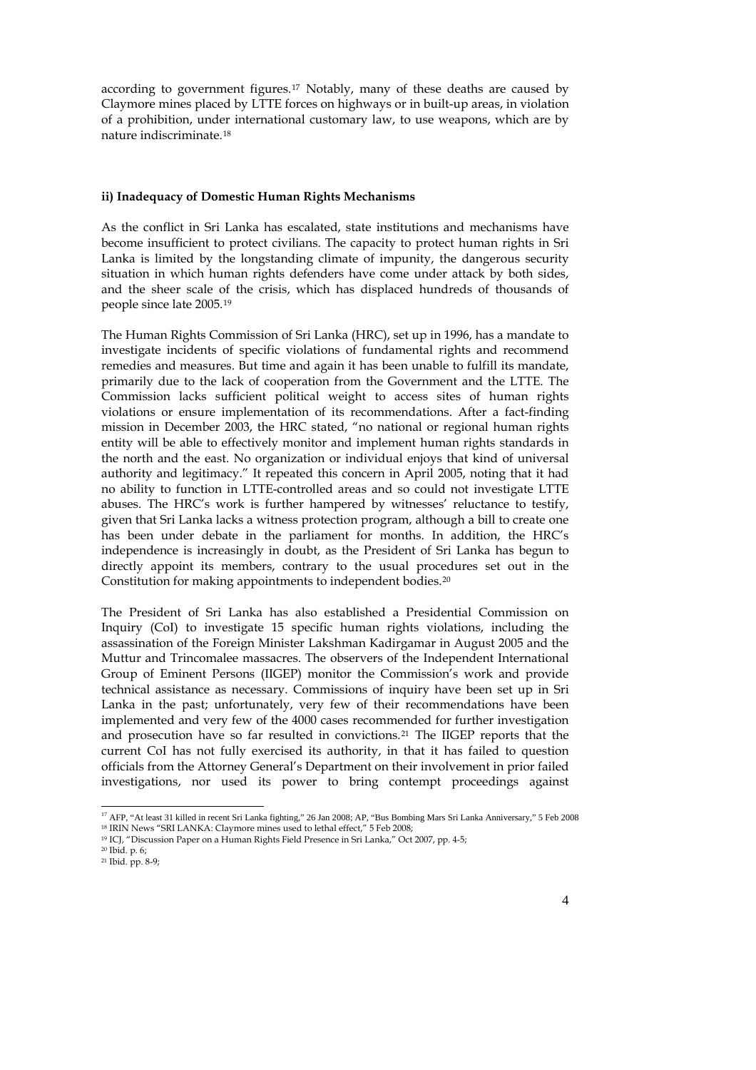according to government figures.[17] Notably, many of these deaths are caused by Claymore mines placed by LTTE forces on highways or in built-up areas, in violation of a prohibition, under international customary law, to use weapons, which are by nature indiscriminate.[18]

**ii) Inadequacy of Domestic Human Rights Mechanisms**

As the conflict in Sri Lanka has escalated, state institutions and mechanisms have become insufficient to protect civilians. The capacity to protect human rights in Sri Lanka is limited by the longstanding climate of impunity, the dangerous security situation in which human rights defenders have come under attack by both sides, and the sheer scale of the crisis, which has displaced hundreds of thousands of people since late 2005.[19]

The Human Rights Commission of Sri Lanka (HRC), set up in 1996, has a mandate to investigate incidents of specific violations of fundamental rights and recommend remedies and measures. But time and again it has been unable to fulfill its mandate, primarily due to the lack of cooperation from the Government and the LTTE. The Commission lacks sufficient political weight to access sites of human rights violations or ensure implementation of its recommendations. After a fact-finding mission in December 2003, the HRC stated, "no national or regional human rights entity will be able to effectively monitor and implement human rights standards in the north and the east. No organization or individual enjoys that kind of universal authority and legitimacy." It repeated this concern in April 2005, noting that it had no ability to function in LTTE-controlled areas and so could not investigate LTTE abuses. The HRC's work is further hampered by witnesses' reluctance to testify, given that Sri Lanka lacks a witness protection program, although a bill to create one has been under debate in the parliament for months. In addition, the HRC's independence is increasingly in doubt, as the President of Sri Lanka has begun to directly appoint its members, contrary to the usual procedures set out in the Constitution for making appointments to independent bodies.[20]

The President of Sri Lanka has also established a Presidential Commission on Inquiry (CoI) to investigate 15 specific human rights violations, including the assassination of the Foreign Minister Lakshman Kadirgamar in August 2005 and the Muttur and Trincomalee massacres. The observers of the Independent International Group of Eminent Persons (IIGEP) monitor the Commission's work and provide technical assistance as necessary. Commissions of inquiry have been set up in Sri Lanka in the past; unfortunately, very few of their recommendations have been implemented and very few of the 4000 cases recommended for further investigation and prosecution have so far resulted in convictions.[21] The IIGEP reports that the current CoI has not fully exercised its authority, in that it has failed to question officials from the Attorney General's Department on their involvement in prior failed investigations, nor used its power to bring contempt proceedings against

---

[17] AFP, "At least 31 killed in recent Sri Lanka fighting," 26 Jan 2008; AP, "Bus Bombing Mars Sri Lanka Anniversary," 5 Feb 2008

[18] IRIN News "SRI LANKA: Claymore mines used to lethal effect," 5 Feb 2008;

[19] ICJ, "Discussion Paper on a Human Rights Field Presence in Sri Lanka," Oct 2007, pp. 4-5;

[20] Ibid. p. 6;

[21] Ibid. pp. 8-9;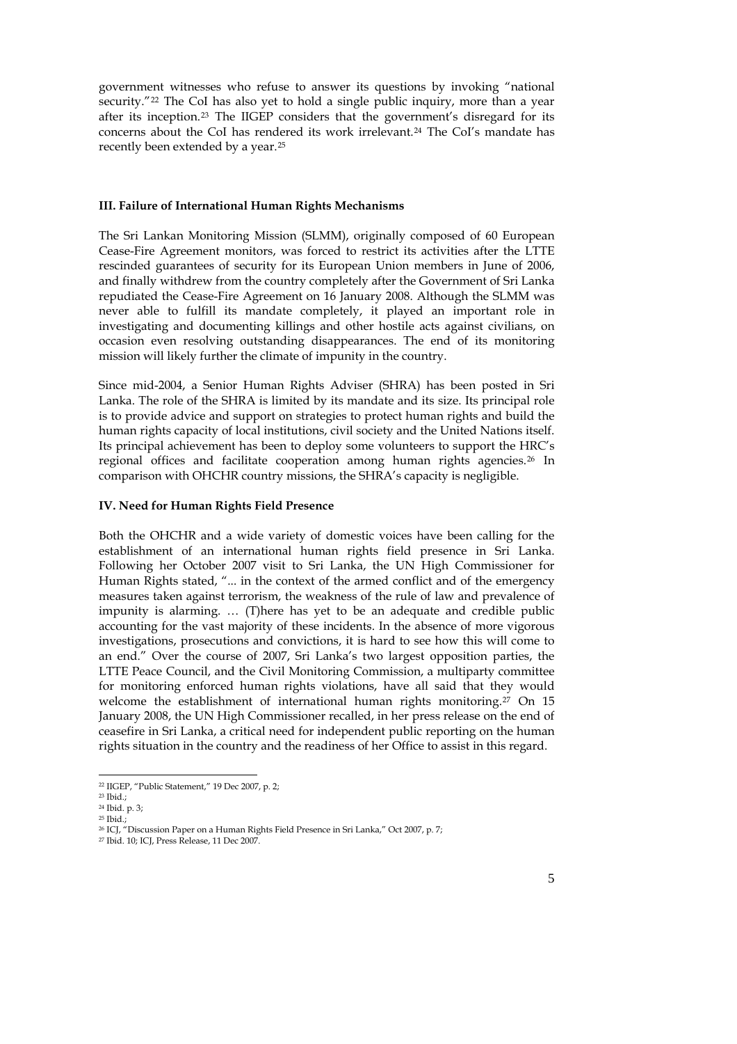government witnesses who refuse to answer its questions by invoking "national security."[22] The CoI has also yet to hold a single public inquiry, more than a year after its inception.[23] The IIGEP considers that the government's disregard for its concerns about the CoI has rendered its work irrelevant.[24] The CoI's mandate has recently been extended by a year.[25]

### III. Failure of International Human Rights Mechanisms

The Sri Lankan Monitoring Mission (SLMM), originally composed of 60 European Cease-Fire Agreement monitors, was forced to restrict its activities after the LTTE rescinded guarantees of security for its European Union members in June of 2006, and finally withdrew from the country completely after the Government of Sri Lanka repudiated the Cease-Fire Agreement on 16 January 2008. Although the SLMM was never able to fulfill its mandate completely, it played an important role in investigating and documenting killings and other hostile acts against civilians, on occasion even resolving outstanding disappearances. The end of its monitoring mission will likely further the climate of impunity in the country.

Since mid-2004, a Senior Human Rights Adviser (SHRA) has been posted in Sri Lanka. The role of the SHRA is limited by its mandate and its size. Its principal role is to provide advice and support on strategies to protect human rights and build the human rights capacity of local institutions, civil society and the United Nations itself. Its principal achievement has been to deploy some volunteers to support the HRC's regional offices and facilitate cooperation among human rights agencies.[26] In comparison with OHCHR country missions, the SHRA's capacity is negligible.

### IV. Need for Human Rights Field Presence

Both the OHCHR and a wide variety of domestic voices have been calling for the establishment of an international human rights field presence in Sri Lanka. Following her October 2007 visit to Sri Lanka, the UN High Commissioner for Human Rights stated, "... in the context of the armed conflict and of the emergency measures taken against terrorism, the weakness of the rule of law and prevalence of impunity is alarming. … (T)here has yet to be an adequate and credible public accounting for the vast majority of these incidents. In the absence of more vigorous investigations, prosecutions and convictions, it is hard to see how this will come to an end." Over the course of 2007, Sri Lanka's two largest opposition parties, the LTTE Peace Council, and the Civil Monitoring Commission, a multiparty committee for monitoring enforced human rights violations, have all said that they would welcome the establishment of international human rights monitoring.[27] On 15 January 2008, the UN High Commissioner recalled, in her press release on the end of ceasefire in Sri Lanka, a critical need for independent public reporting on the human rights situation in the country and the readiness of her Office to assist in this regard.

---

[22] IIGEP, "Public Statement," 19 Dec 2007, p. 2;

[23] Ibid.;

[24] Ibid. p. 3;

[25] Ibid.;

[26] ICJ, "Discussion Paper on a Human Rights Field Presence in Sri Lanka," Oct 2007, p. 7;

[27] Ibid. 10; ICJ, Press Release, 11 Dec 2007.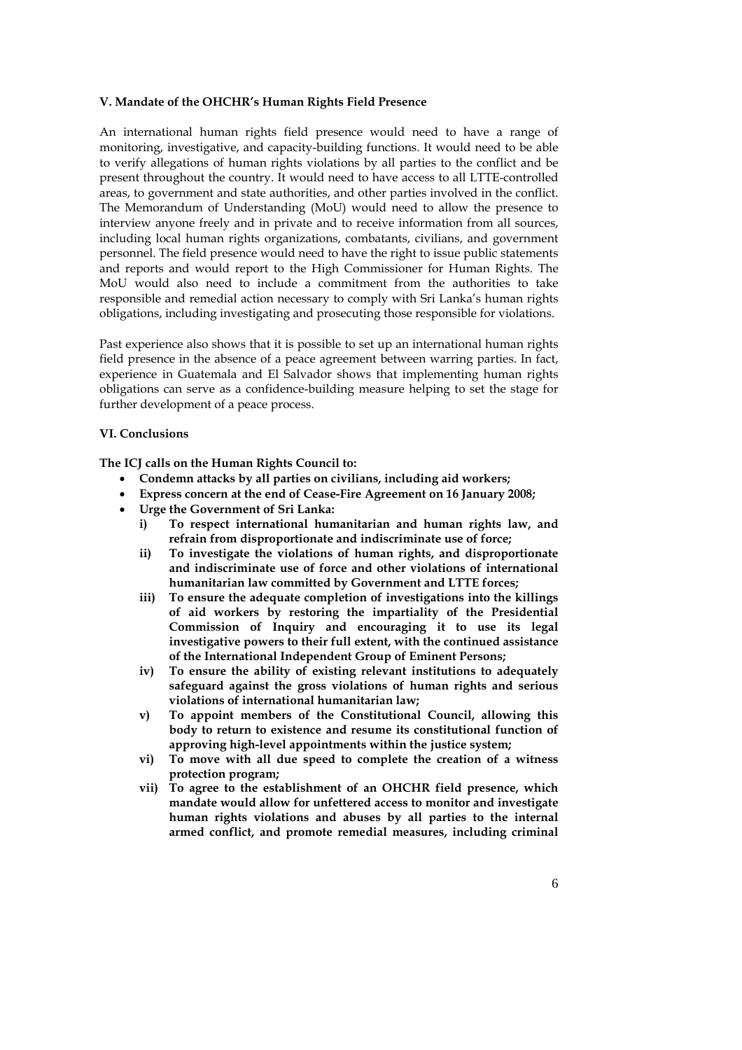**V. Mandate of the OHCHR's Human Rights Field Presence**

An international human rights field presence would need to have a range of monitoring, investigative, and capacity-building functions. It would need to be able to verify allegations of human rights violations by all parties to the conflict and be present throughout the country. It would need to have access to all LTTE-controlled areas, to government and state authorities, and other parties involved in the conflict. The Memorandum of Understanding (MoU) would need to allow the presence to interview anyone freely and in private and to receive information from all sources, including local human rights organizations, combatants, civilians, and government personnel. The field presence would need to have the right to issue public statements and reports and would report to the High Commissioner for Human Rights. The MoU would also need to include a commitment from the authorities to take responsible and remedial action necessary to comply with Sri Lanka's human rights obligations, including investigating and prosecuting those responsible for violations.

Past experience also shows that it is possible to set up an international human rights field presence in the absence of a peace agreement between warring parties. In fact, experience in Guatemala and El Salvador shows that implementing human rights obligations can serve as a confidence-building measure helping to set the stage for further development of a peace process.

**VI. Conclusions**

**The ICJ calls on the Human Rights Council to:**

- **Condemn attacks by all parties on civilians, including aid workers;**
- **Express concern at the end of Cease-Fire Agreement on 16 January 2008;**
- **Urge the Government of Sri Lanka:**
  - **i) To respect international humanitarian and human rights law, and refrain from disproportionate and indiscriminate use of force;**
  - **ii) To investigate the violations of human rights, and disproportionate and indiscriminate use of force and other violations of international humanitarian law committed by Government and LTTE forces;**
  - **iii) To ensure the adequate completion of investigations into the killings of aid workers by restoring the impartiality of the Presidential Commission of Inquiry and encouraging it to use its legal investigative powers to their full extent, with the continued assistance of the International Independent Group of Eminent Persons;**
  - **iv) To ensure the ability of existing relevant institutions to adequately safeguard against the gross violations of human rights and serious violations of international humanitarian law;**
  - **v) To appoint members of the Constitutional Council, allowing this body to return to existence and resume its constitutional function of approving high-level appointments within the justice system;**
  - **vi) To move with all due speed to complete the creation of a witness protection program;**
  - **vii) To agree to the establishment of an OHCHR field presence, which mandate would allow for unfettered access to monitor and investigate human rights violations and abuses by all parties to the internal armed conflict, and promote remedial measures, including criminal**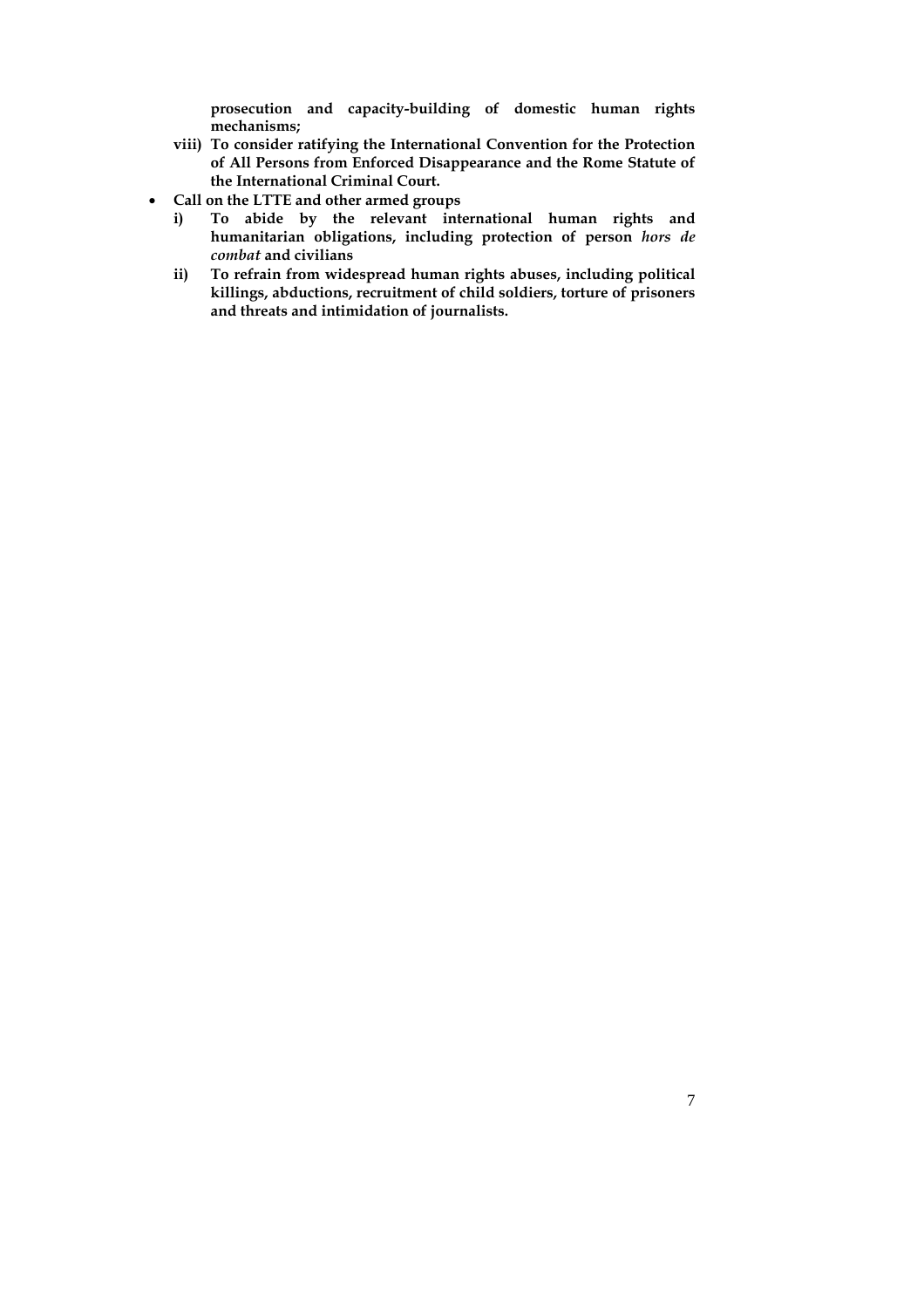**prosecution and capacity-building of domestic human rights mechanisms;**

**viii) To consider ratifying the International Convention for the Protection of All Persons from Enforced Disappearance and the Rome Statute of the International Criminal Court.**

- **Call on the LTTE and other armed groups**
  - **i) To abide by the relevant international human rights and humanitarian obligations, including protection of person *hors de combat* and civilians**
  - **ii) To refrain from widespread human rights abuses, including political killings, abductions, recruitment of child soldiers, torture of prisoners and threats and intimidation of journalists.**